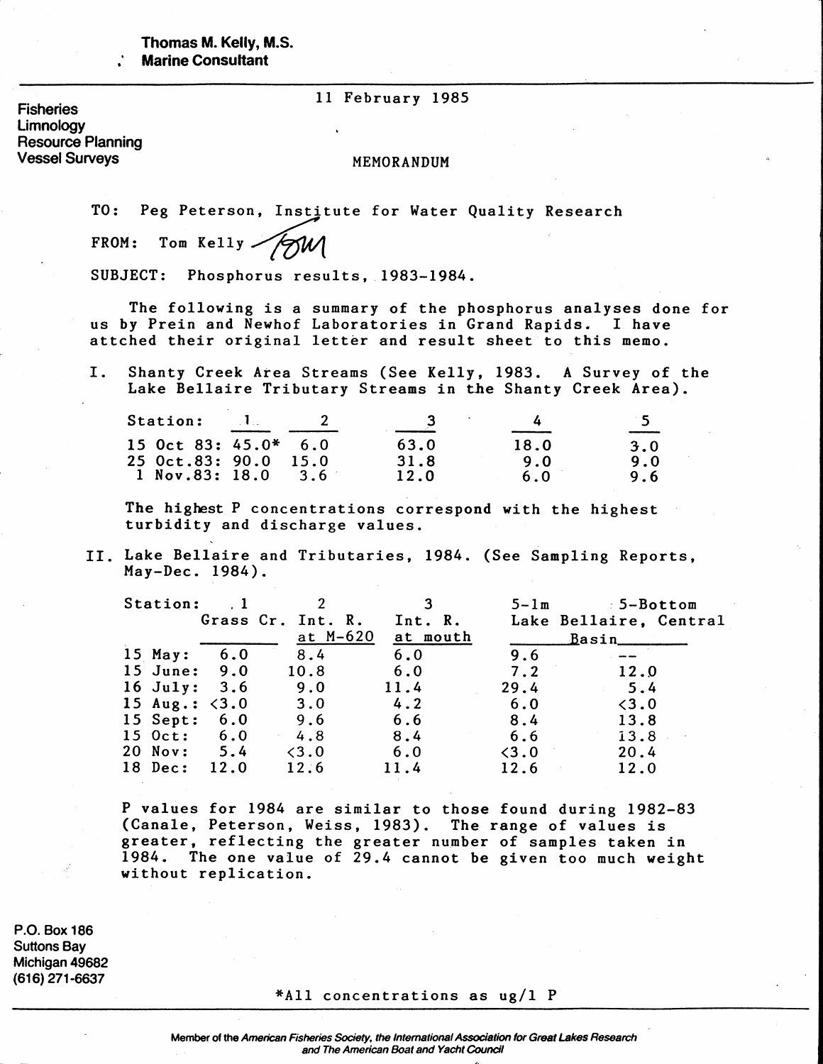**Thomas M. Kelly, M.S.**
**Marine Consultant**

Fisheries
Limnology
Resource Planning
Vessel Surveys

11 February 1985

MEMORANDUM

TO: Peg Peterson, Institute for Water Quality Research

FROM: Tom Kelly

SUBJECT: Phosphorus results, 1983-1984.

The following is a summary of the phosphorus analyses done for us by Prein and Newhof Laboratories in Grand Rapids. I have attched their original letter and result sheet to this memo.

I. Shanty Creek Area Streams (See Kelly, 1983. A Survey of the Lake Bellaire Tributary Streams in the Shanty Creek Area).

| Station: | 1 | 2 | 3 | 4 | 5 |
|---|---|---|---|---|---|
| 15 Oct 83: | 45.0* | 6.0 | 63.0 | 18.0 | 3.0 |
| 25 Oct.83: | 90.0 | 15.0 | 31.8 | 9.0 | 9.0 |
| 1 Nov.83: | 18.0 | 3.6 | 12.0 | 6.0 | 9.6 |

The highest P concentrations correspond with the highest turbidity and discharge values.

II. Lake Bellaire and Tributaries, 1984. (See Sampling Reports, May-Dec. 1984).

| Station: | 1 Grass Cr. | 2 Int. R. at M-620 | 3 Int. R. at mouth | 5-1m Lake Bellaire, Central Basin | 5-Bottom Lake Bellaire, Central Basin |
|---|---|---|---|---|---|
| 15 May: | 6.0 | 8.4 | 6.0 | 9.6 | -- |
| 15 June: | 9.0 | 10.8 | 6.0 | 7.2 | 12.0 |
| 16 July: | 3.6 | 9.0 | 11.4 | 29.4 | 5.4 |
| 15 Aug.: | <3.0 | 3.0 | 4.2 | 6.0 | <3.0 |
| 15 Sept: | 6.0 | 9.6 | 6.6 | 8.4 | 13.8 |
| 15 Oct: | 6.0 | 4.8 | 8.4 | 6.6 | 13.8 |
| 20 Nov: | 5.4 | <3.0 | 6.0 | <3.0 | 20.4 |
| 18 Dec: | 12.0 | 12.6 | 11.4 | 12.6 | 12.0 |

P values for 1984 are similar to those found during 1982-83 (Canale, Peterson, Weiss, 1983). The range of values is greater, reflecting the greater number of samples taken in 1984. The one value of 29.4 cannot be given too much weight without replication.

P.O. Box 186
Suttons Bay
Michigan 49682
(616) 271-6637

*All concentrations as ug/l P

Member of the *American Fisheries Society*, the *International Association for Great Lakes Research* and *The American Boat and Yacht Council*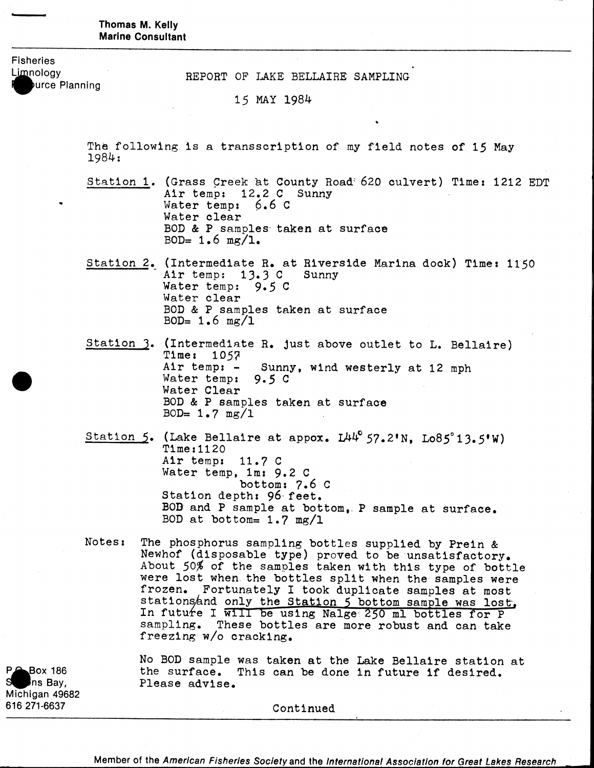**Thomas M. Kelly**
**Marine Consultant**

Fisheries
Limnology
Resource Planning

REPORT OF LAKE BELLAIRE SAMPLING

15 MAY 1984

The following is a transscription of my field notes of 15 May 1984:

Station 1. (Grass Creek at County Road 620 culvert) Time: 1212 EDT
Air temp: 12.2 C Sunny
Water temp: 6.6 C
Water clear
BOD & P samples taken at surface
BOD= 1.6 mg/l.

Station 2. (Intermediate R. at Riverside Marina dock) Time: 1150
Air temp: 13.3 C Sunny
Water temp: 9.5 C
Water clear
BOD & P samples taken at surface
BOD= 1.6 mg/l

Station 3. (Intermediate R. just above outlet to L. Bellaire)
Time: 1057
Air temp: - Sunny, wind westerly at 12 mph
Water temp: 9.5 C
Water Clear
BOD & P samples taken at surface
BOD= 1.7 mg/l

Station 5. (Lake Bellaire at appox. L44° 57.2'N, Lo85° 13.5'W)
Time:1120
Air temp: 11.7 C
Water temp, 1m: 9.2 C
bottom: 7.6 C
Station depth: 96 feet.
BOD and P sample at bottom, P sample at surface.
BOD at bottom= 1.7 mg/l

Notes: The phosphorus sampling bottles supplied by Prein & Newhof (disposable type) proved to be unsatisfactory. About 50% of the samples taken with this type of bottle were lost when the bottles split when the samples were frozen. Fortunately I took duplicate samples at most stations and only the Station 5 bottom sample was lost. In future I will be using Nalge 250 ml bottles for P sampling. These bottles are more robust and can take freezing w/o cracking.

No BOD sample was taken at the Lake Bellaire station at the surface. This can be done in future if desired. Please advise.

P.O. Box 186
Suttons Bay,
Michigan 49682
616 271-6637

Continued

Member of the *American Fisheries Society* and the *International Association for Great Lakes Research*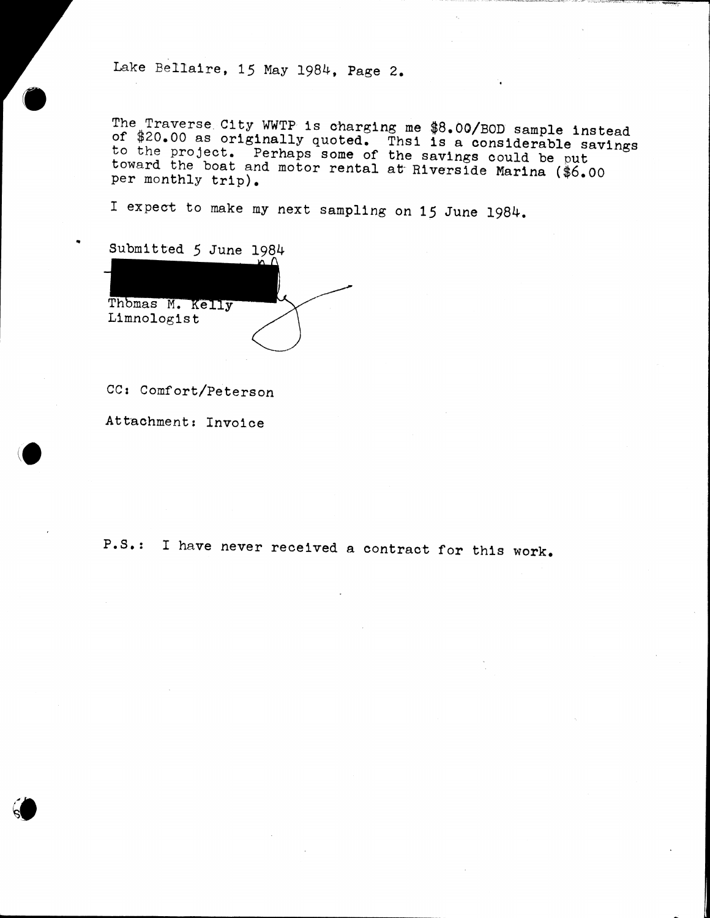Lake Bellaire, 15 May 1984, Page 2.

The Traverse City WWTP is charging me $8.00/BOD sample instead of $20.00 as originally quoted. Thsi is a considerable savings to the project. Perhaps some of the savings could be put toward the boat and motor rental at Riverside Marina ($6.00 per monthly trip).

I expect to make my next sampling on 15 June 1984.

Submitted 5 June 1984

Thomas M. Kelly
Limnologist

CC: Comfort/Peterson

Attachment: Invoice

P.S.: I have never received a contract for this work.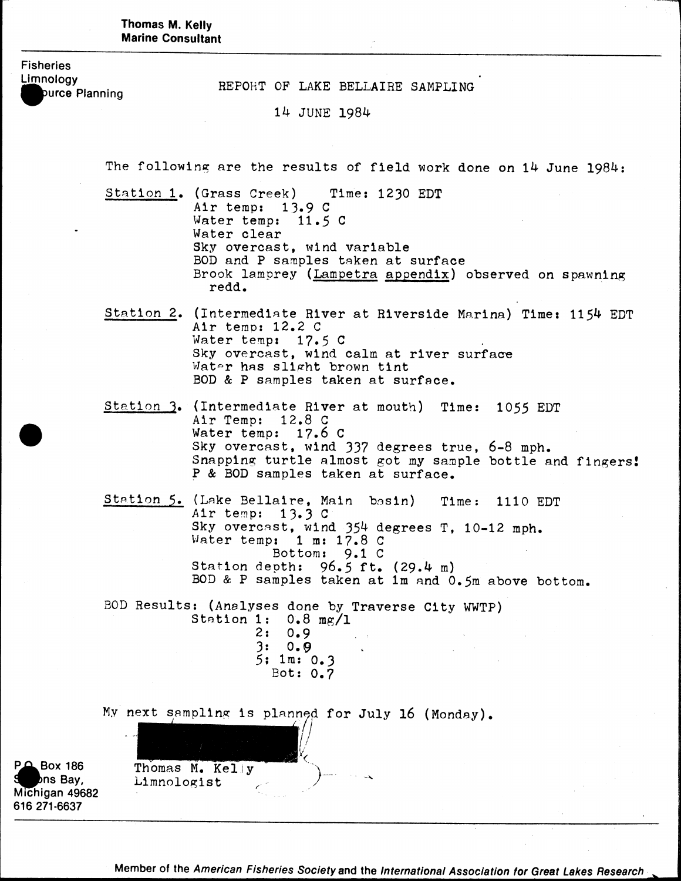Thomas M. Kelly
Marine Consultant

Fisheries
Limnology
Resource Planning

# REPORT OF LAKE BELLAIRE SAMPLING

14 JUNE 1984

The following are the results of field work done on 14 June 1984:

Station 1. (Grass Creek) Time: 1230 EDT
Air temp: 13.9 C
Water temp: 11.5 C
Water clear
Sky overcast, wind variable
BOD and P samples taken at surface
Brook lamprey (*Lampetra appendix*) observed on spawning redd.

Station 2. (Intermediate River at Riverside Marina) Time: 1154 EDT
Air temp: 12.2 C
Water temp: 17.5 C
Sky overcast, wind calm at river surface
Water has slight brown tint
BOD & P samples taken at surface.

Station 3. (Intermediate River at mouth) Time: 1055 EDT
Air Temp: 12.8 C
Water temp: 17.6 C
Sky overcast, wind 337 degrees true, 6-8 mph.
Snapping turtle almost got my sample bottle and fingers!
P & BOD samples taken at surface.

Station 5. (Lake Bellaire, Main basin) Time: 1110 EDT
Air temp: 13.3 C
Sky overcast, wind 354 degrees T, 10-12 mph.
Water temp: 1 m: 17.8 C
Bottom: 9.1 C
Station depth: 96.5 ft. (29.4 m)
BOD & P samples taken at 1m and 0.5m above bottom.

BOD Results: (Analyses done by Traverse City WWTP)
Station 1: 0.8 mg/l
2: 0.9
3: 0.9
5; 1m: 0.3
Bot: 0.7

My next sampling is planned for July 16 (Monday).

Thomas M. Kelly
Limnologist

P.O. Box 186
Suttons Bay,
Michigan 49682
616 271-6637

Member of the *American Fisheries Society* and the *International Association for Great Lakes Research*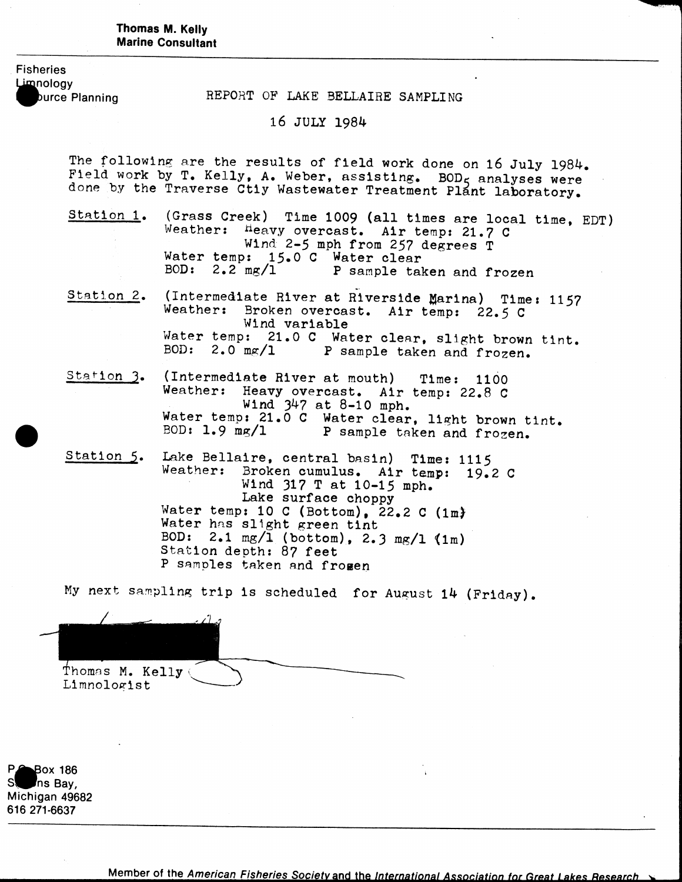**Thomas M. Kelly**
**Marine Consultant**

Fisheries
Limnology
Resource Planning

# REPORT OF LAKE BELLAIRE SAMPLING

## 16 JULY 1984

The following are the results of field work done on 16 July 1984. Field work by T. Kelly, A. Weber, assisting. $BOD_5$ analyses were done by the Traverse Ctiy Wastewater Treatment Plant laboratory.

Station 1. (Grass Creek) Time 1009 (all times are local time, EDT)
Weather: Heavy overcast. Air temp: 21.7 C
Wind 2-5 mph from 257 degrees T
Water temp: 15.0 C Water clear
BOD: 2.2 mg/l P sample taken and frozen

Station 2. (Intermediate River at Riverside Marina) Time: 1157
Weather: Broken overcast. Air temp: 22.5 C
Wind variable
Water temp: 21.0 C Water clear, slight brown tint.
BOD: 2.0 mg/l P sample taken and frozen.

Station 3. (Intermediate River at mouth) Time: 1100
Weather: Heavy overcast. Air temp: 22.8 C
Wind 347 at 8-10 mph.
Water temp: 21.0 C Water clear, light brown tint.
BOD: 1.9 mg/l P sample taken and frozen.

Station 5. Lake Bellaire, central basin) Time: 1115
Weather: Broken cumulus. Air temp: 19.2 C
Wind 317 T at 10-15 mph.
Lake surface choppy
Water temp: 10 C (Bottom), 22.2 C (1m)
Water has slight green tint
BOD: 2.1 mg/l (bottom), 2.3 mg/l (1m)
Station depth: 87 feet
P samples taken and frozen

My next sampling trip is scheduled for August 14 (Friday).

Thomas M. Kelly
Limnologist

P.O. Box 186
Suttons Bay,
Michigan 49682
616 271-6637

Member of the *American Fisheries Society* and the *International Association for Great Lakes Research*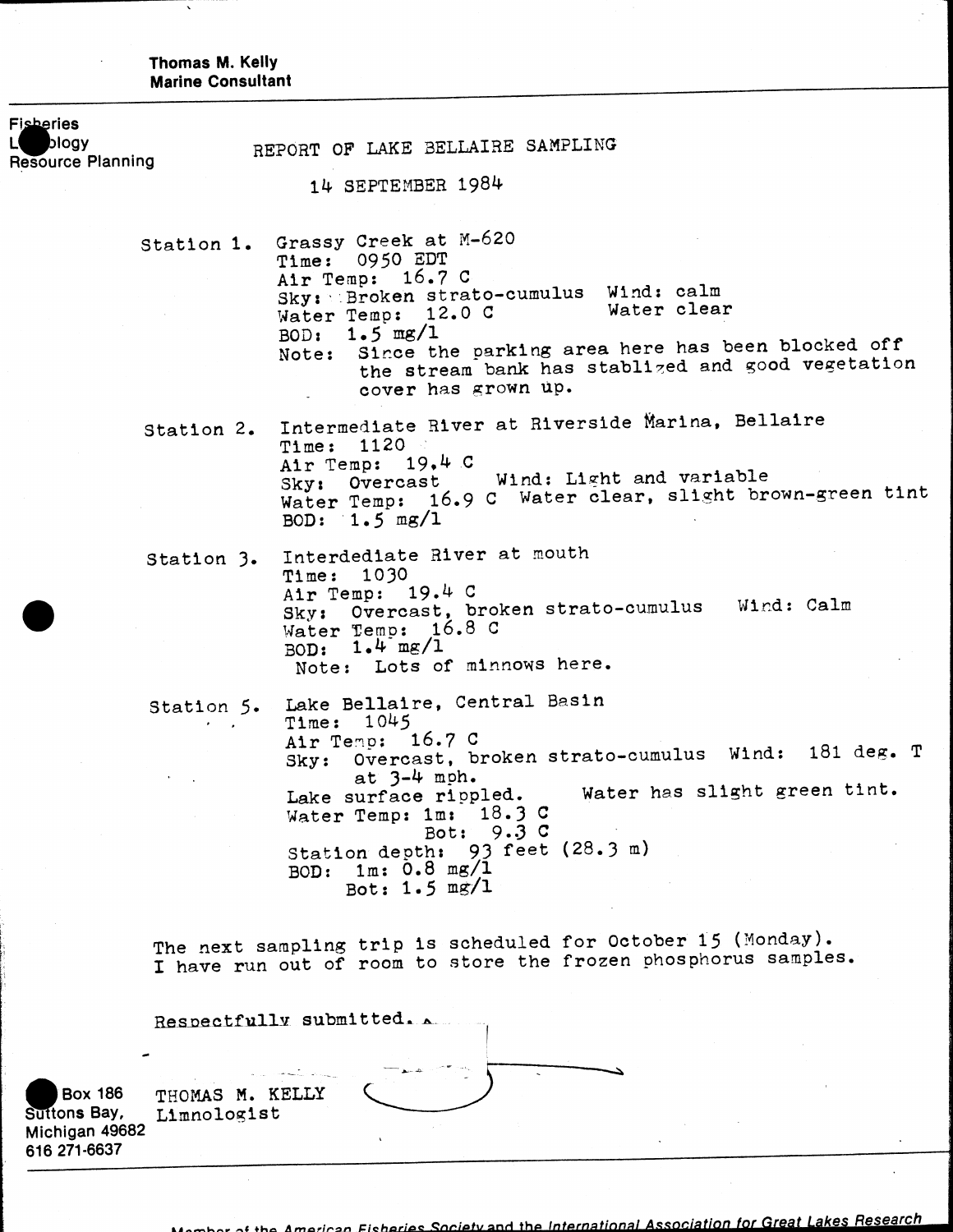**Thomas M. Kelly**
**Marine Consultant**

Fisheries
Limnology
Resource Planning

# REPORT OF LAKE BELLAIRE SAMPLING

14 SEPTEMBER 1984

Station 1. Grassy Creek at M-620
Time: 0950 EDT
Air Temp: 16.7 C
Sky: Broken strato-cumulus Wind: calm
Water Temp: 12.0 C Water clear
BOD: 1.5 mg/l
Note: Since the parking area here has been blocked off the stream bank has stablized and good vegetation cover has grown up.

Station 2. Intermediate River at Riverside Marina, Bellaire
Time: 1120
Air Temp: 19.4 C
Sky: Overcast Wind: Light and variable
Water Temp: 16.9 C Water clear, slight brown-green tint
BOD: 1.5 mg/l

Station 3. Interdediate River at mouth
Time: 1030
Air Temp: 19.4 C
Sky: Overcast, broken strato-cumulus Wind: Calm
Water Temp: 16.8 C
BOD: 1.4 mg/l
Note: Lots of minnows here.

Station 5. Lake Bellaire, Central Basin
Time: 1045
Air Temp: 16.7 C
Sky: Overcast, broken strato-cumulus Wind: 181 deg. T at 3-4 mph.
Lake surface rippled. Water has slight green tint.
Water Temp: 1m: 18.3 C
Bot: 9.3 C
Station depth: 93 feet (28.3 m)
BOD: 1m: 0.8 mg/l
Bot: 1.5 mg/l

The next sampling trip is scheduled for October 15 (Monday). I have run out of room to store the frozen phosphorus samples.

Respectfully submitted.

THOMAS M. KELLY
Limnologist

Box 186
Suttons Bay,
Michigan 49682
616 271-6637

Member of the *American Fisheries Society* and the *International Association for Great Lakes Research*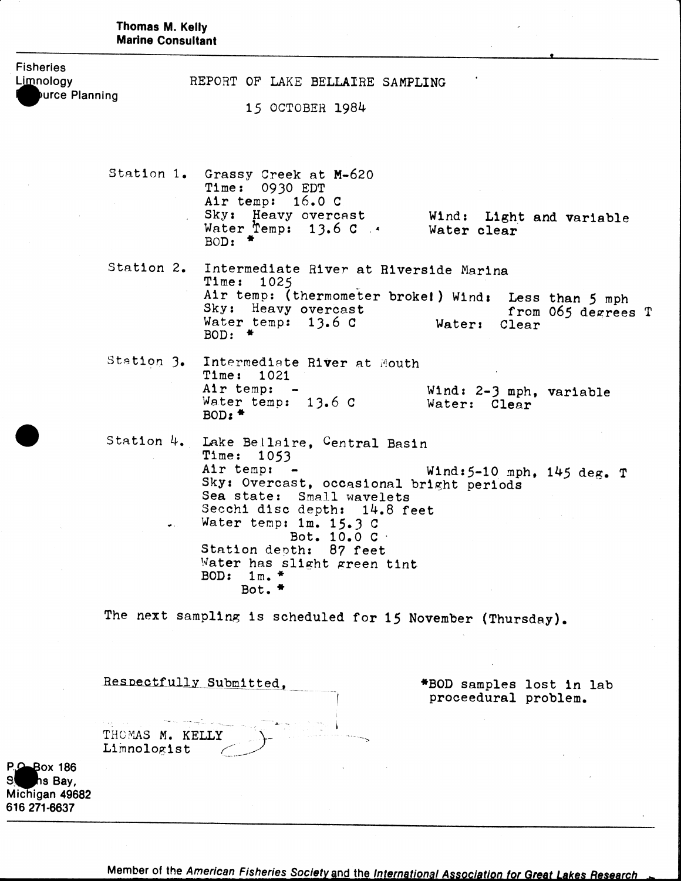**Thomas M. Kelly**
**Marine Consultant**

Fisheries
Limnology
Resource Planning

# REPORT OF LAKE BELLAIRE SAMPLING

15 OCTOBER 1984

Station 1. Grassy Creek at M-620
Time: 0930 EDT
Air temp: 16.0 C
Sky: Heavy overcast — Wind: Light and variable
Water Temp: 13.6 C — Water clear
BOD: *

Station 2. Intermediate River at Riverside Marina
Time: 1025
Air temp: (thermometer broke!) Wind: Less than 5 mph from 065 degrees T
Sky: Heavy overcast
Water temp: 13.6 C — Water: Clear
BOD: *

Station 3. Intermediate River at Mouth
Time: 1021
Air temp: - — Wind: 2-3 mph, variable
Water temp: 13.6 C — Water: Clear
BOD: *

Station 4. Lake Bellaire, Central Basin
Time: 1053
Air temp: - — Wind: 5-10 mph, 145 deg. T
Sky: Overcast, occasional bright periods
Sea state: Small wavelets
Secchi disc depth: 14.8 feet
Water temp: 1m. 15.3 C
Bot. 10.0 C
Station depth: 87 feet
Water has slight green tint
BOD: 1m. *
Bot. *

The next sampling is scheduled for 15 November (Thursday).

Respectfully Submitted,

THOMAS M. KELLY
Limnologist

*BOD samples lost in lab proceedural problem.

P.O. Box 186
Suttons Bay,
Michigan 49682
616 271-6637

Member of the *American Fisheries Society* and the *International Association for Great Lakes Research*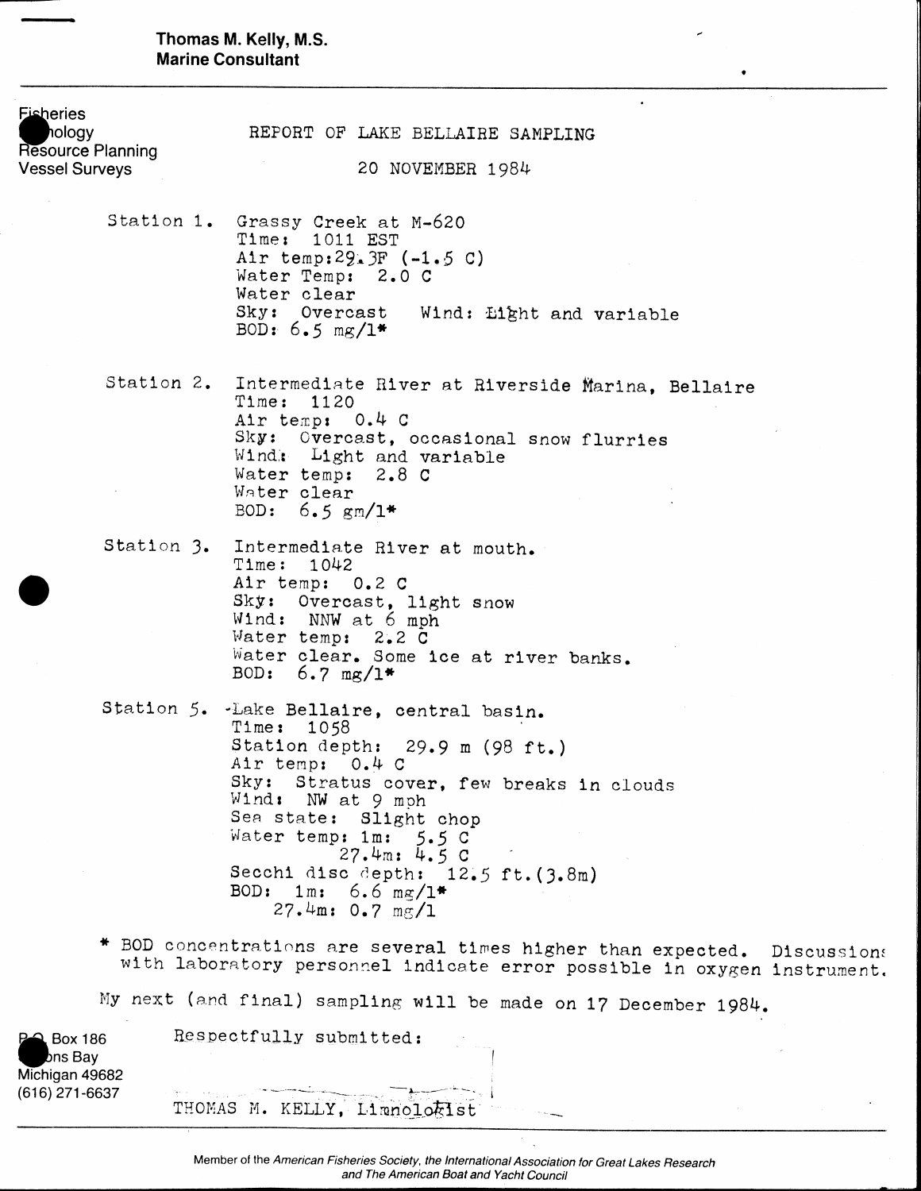**Thomas M. Kelly, M.S.**
**Marine Consultant**

Fisheries
Limnology
Resource Planning
Vessel Surveys

# REPORT OF LAKE BELLAIRE SAMPLING

## 20 NOVEMBER 1984

Station 1. Grassy Creek at M-620
Time: 1011 EST
Air temp: 29.3F (-1.5 C)
Water Temp: 2.0 C
Water clear
Sky: Overcast Wind: Light and variable
BOD: 6.5 mg/l*

Station 2. Intermediate River at Riverside Marina, Bellaire
Time: 1120
Air temp: 0.4 C
Sky: Overcast, occasional snow flurries
Wind: Light and variable
Water temp: 2.8 C
Water clear
BOD: 6.5 gm/l*

Station 3. Intermediate River at mouth.
Time: 1042
Air temp: 0.2 C
Sky: Overcast, light snow
Wind: NNW at 6 mph
Water temp: 2.2 C
Water clear. Some ice at river banks.
BOD: 6.7 mg/l*

Station 5. Lake Bellaire, central basin.
Time: 1058
Station depth: 29.9 m (98 ft.)
Air temp: 0.4 C
Sky: Stratus cover, few breaks in clouds
Wind: NW at 9 mph
Sea state: Slight chop
Water temp: 1m: 5.5 C
27.4m: 4.5 C
Secchi disc depth: 12.5 ft. (3.8m)
BOD: 1m: 6.6 mg/l*
27.4m: 0.7 mg/l

* BOD concentrations are several times higher than expected. Discussions with laboratory personnel indicate error possible in oxygen instrument.

My next (and final) sampling will be made on 17 December 1984.

Respectfully submitted:

THOMAS M. KELLY, Limnologist

P.O. Box 186
Alden Bay
Michigan 49682
(616) 271-6637

Member of the *American Fisheries Society, the International Association for Great Lakes Research and The American Boat and Yacht Council*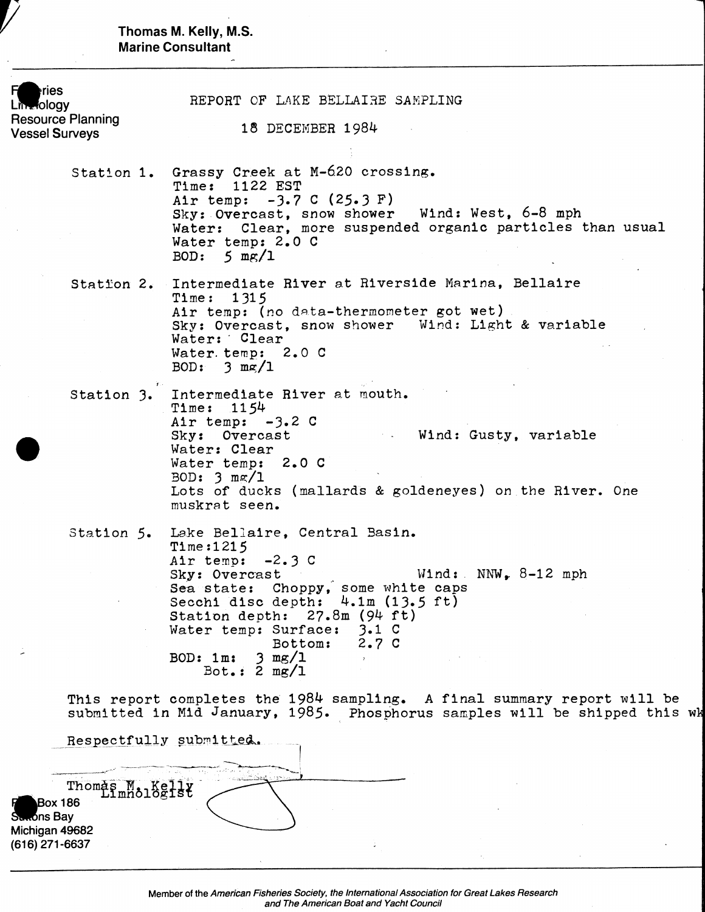Thomas M. Kelly, M.S.
Marine Consultant

Fisheries
Limnology
Resource Planning
Vessel Surveys

## REPORT OF LAKE BELLAIRE SAMPLING

## 18 DECEMBER 1984

**Station 1.** Grassy Creek at M-620 crossing.
Time: 1122 EST
Air temp: -3.7 C (25.3 F)
Sky: Overcast, snow shower  Wind: West, 6-8 mph
Water: Clear, more suspended organic particles than usual
Water temp: 2.0 C
BOD: 5 mg/l

**Station 2.** Intermediate River at Riverside Marina, Bellaire
Time: 1315
Air temp: (no data-thermometer got wet)
Sky: Overcast, snow shower  Wind: Light & variable
Water: Clear
Water temp: 2.0 C
BOD: 3 mg/l

**Station 3.** Intermediate River at mouth.
Time: 1154
Air temp: -3.2 C
Sky: Overcast  Wind: Gusty, variable
Water: Clear
Water temp: 2.0 C
BOD: 3 mg/l
Lots of ducks (mallards & goldeneyes) on the River. One muskrat seen.

**Station 5.** Lake Bellaire, Central Basin.
Time: 1215
Air temp: -2.3 C
Sky: Overcast  Wind: NNW, 8-12 mph
Sea state: Choppy, some white caps
Secchi disc depth: 4.1m (13.5 ft)
Station depth: 27.8m (94 ft)
Water temp: Surface: 3.1 C
  Bottom: 2.7 C
BOD: 1m: 3 mg/l
  Bot.: 2 mg/l

This report completes the 1984 sampling. A final summary report will be submitted in Mid January, 1985. Phosphorus samples will be shipped this wk

Respectfully submitted,

Thomas M. Kelly
Limnologist

P.O. Box 186
Suttons Bay
Michigan 49682
(616) 271-6637

Member of the *American Fisheries Society, the International Association for Great Lakes Research and The American Boat and Yacht Council*